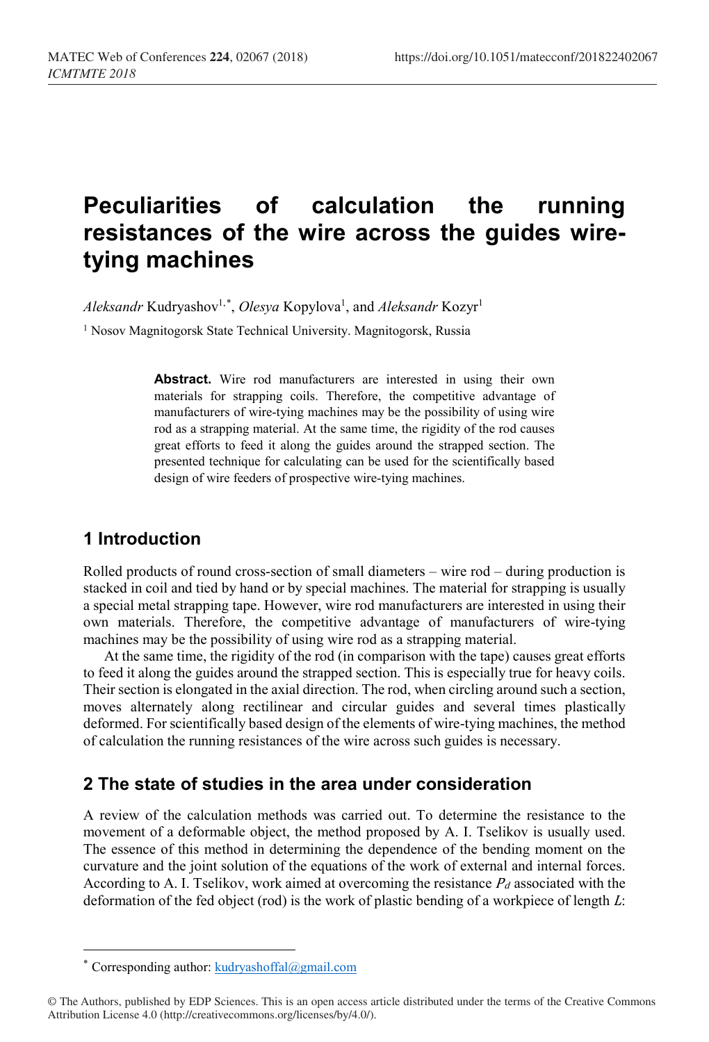# Peculiarities of calculation the running resistances of the wire across the guides wire-tying machines

*Aleksandr* Kudryashov[1,*], *Olesya* Kopylova[1], and *Aleksandr* Kozyr[1]

[1] Nosov Magnitogorsk State Technical University. Magnitogorsk, Russia

**Abstract.** Wire rod manufacturers are interested in using their own materials for strapping coils. Therefore, the competitive advantage of manufacturers of wire-tying machines may be the possibility of using wire rod as a strapping material. At the same time, the rigidity of the rod causes great efforts to feed it along the guides around the strapped section. The presented technique for calculating can be used for the scientifically based design of wire feeders of prospective wire-tying machines.

## 1 Introduction

Rolled products of round cross-section of small diameters – wire rod – during production is stacked in coil and tied by hand or by special machines. The material for strapping is usually a special metal strapping tape. However, wire rod manufacturers are interested in using their own materials. Therefore, the competitive advantage of manufacturers of wire-tying machines may be the possibility of using wire rod as a strapping material.

At the same time, the rigidity of the rod (in comparison with the tape) causes great efforts to feed it along the guides around the strapped section. This is especially true for heavy coils. Their section is elongated in the axial direction. The rod, when circling around such a section, moves alternately along rectilinear and circular guides and several times plastically deformed. For scientifically based design of the elements of wire-tying machines, the method of calculation the running resistances of the wire across such guides is necessary.

## 2 The state of studies in the area under consideration

A review of the calculation methods was carried out. To determine the resistance to the movement of a deformable object, the method proposed by A. I. Tselikov is usually used. The essence of this method in determining the dependence of the bending moment on the curvature and the joint solution of the equations of the work of external and internal forces. According to A. I. Tselikov, work aimed at overcoming the resistance $P_d$ associated with the deformation of the fed object (rod) is the work of plastic bending of a workpiece of length $L$:

[*] Corresponding author: kudryashoffal@gmail.com

© The Authors, published by EDP Sciences. This is an open access article distributed under the terms of the Creative Commons Attribution License 4.0 (http://creativecommons.org/licenses/by/4.0/).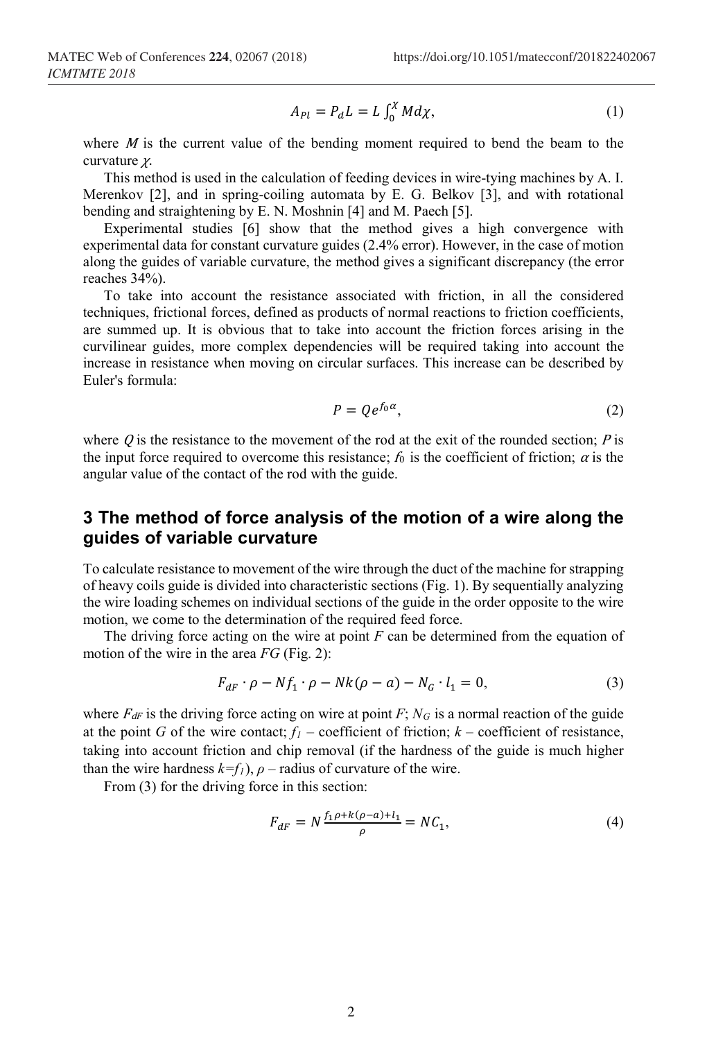$$A_{Pl} = P_d L = L \int_0^{\chi} M d\chi, \tag{1}$$

where $M$ is the current value of the bending moment required to bend the beam to the curvature $\chi$.

This method is used in the calculation of feeding devices in wire-tying machines by A. I. Merenkov [2], and in spring-coiling automata by E. G. Belkov [3], and with rotational bending and straightening by E. N. Moshnin [4] and M. Paech [5].

Experimental studies [6] show that the method gives a high convergence with experimental data for constant curvature guides (2.4% error). However, in the case of motion along the guides of variable curvature, the method gives a significant discrepancy (the error reaches 34%).

To take into account the resistance associated with friction, in all the considered techniques, frictional forces, defined as products of normal reactions to friction coefficients, are summed up. It is obvious that to take into account the friction forces arising in the curvilinear guides, more complex dependencies will be required taking into account the increase in resistance when moving on circular surfaces. This increase can be described by Euler's formula:

$$P = Q e^{f_0 \alpha}, \tag{2}$$

where $Q$ is the resistance to the movement of the rod at the exit of the rounded section; $P$ is the input force required to overcome this resistance; $f_0$ is the coefficient of friction; $\alpha$ is the angular value of the contact of the rod with the guide.

## 3 The method of force analysis of the motion of a wire along the guides of variable curvature

To calculate resistance to movement of the wire through the duct of the machine for strapping of heavy coils guide is divided into characteristic sections (Fig. 1). By sequentially analyzing the wire loading schemes on individual sections of the guide in the order opposite to the wire motion, we come to the determination of the required feed force.

The driving force acting on the wire at point $F$ can be determined from the equation of motion of the wire in the area $FG$ (Fig. 2):

$$F_{dF} \cdot \rho - N f_1 \cdot \rho - Nk(\rho - a) - N_G \cdot l_1 = 0, \tag{3}$$

where $F_{dF}$ is the driving force acting on wire at point $F$; $N_G$ is a normal reaction of the guide at the point $G$ of the wire contact; $f_1$ – coefficient of friction; $k$ – coefficient of resistance, taking into account friction and chip removal (if the hardness of the guide is much higher than the wire hardness $k=f_1$), $\rho$ – radius of curvature of the wire.

From (3) for the driving force in this section:

$$F_{dF} = N \frac{f_1 \rho + k(\rho - a) + l_1}{\rho} = N C_1, \tag{4}$$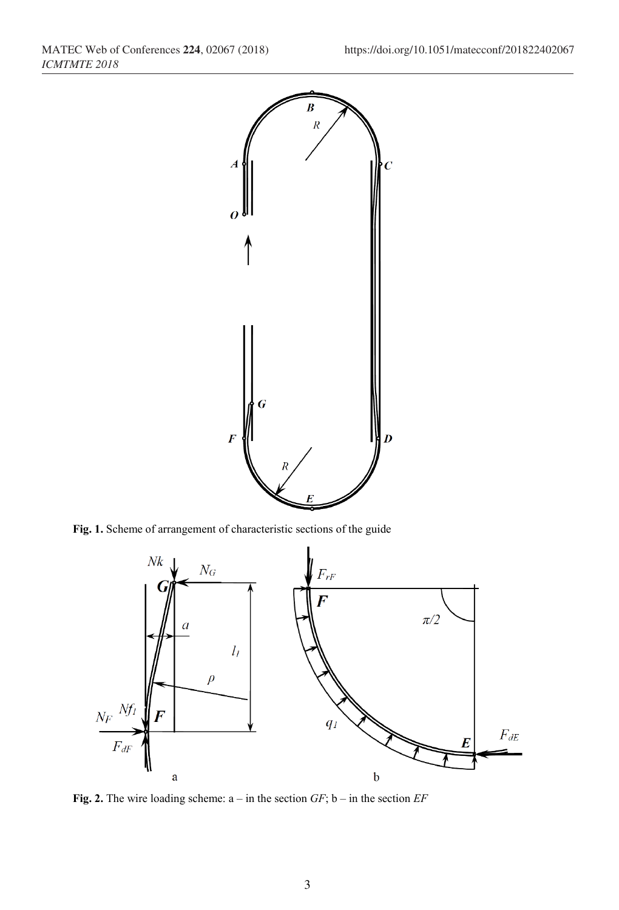**Fig. 1.** Scheme of arrangement of characteristic sections of the guide

**Fig. 2.** The wire loading scheme: a – in the section *GF*; b – in the section *EF*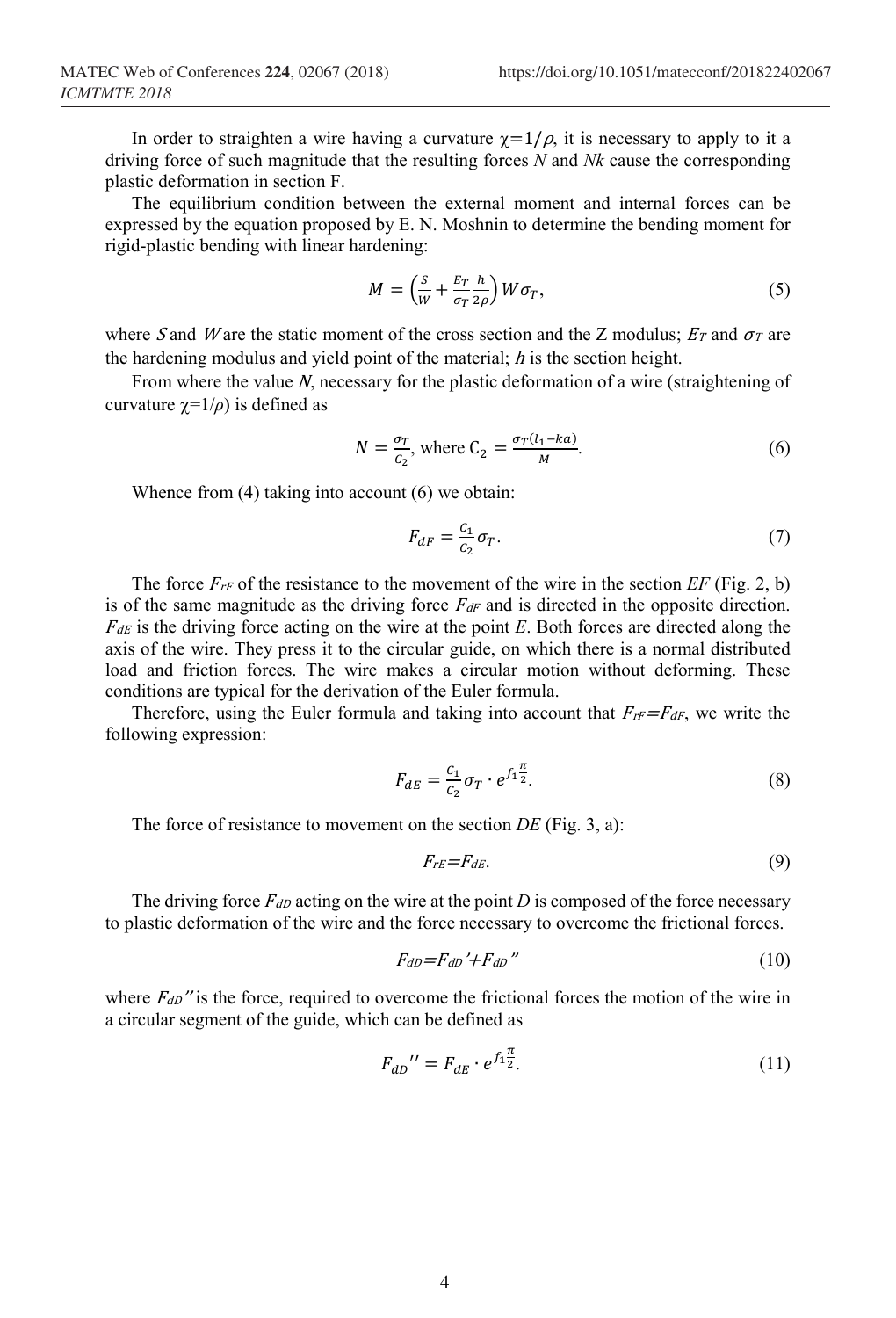In order to straighten a wire having a curvature $\chi=1/\rho$, it is necessary to apply to it a driving force of such magnitude that the resulting forces $N$ and $Nk$ cause the corresponding plastic deformation in section F.

The equilibrium condition between the external moment and internal forces can be expressed by the equation proposed by E. N. Moshnin to determine the bending moment for rigid-plastic bending with linear hardening:

$$M = \left(\frac{S}{W} + \frac{E_T}{\sigma_T}\frac{h}{2\rho}\right) W\sigma_T, \tag{5}$$

where $S$ and $W$ are the static moment of the cross section and the Z modulus; $E_T$ and $\sigma_T$ are the hardening modulus and yield point of the material; $h$ is the section height.

From where the value $N$, necessary for the plastic deformation of a wire (straightening of curvature $\chi=1/\rho$) is defined as

$$N = \frac{\sigma_T}{C_2}, \text{ where } C_2 = \frac{\sigma_T(l_1 - ka)}{M}. \tag{6}$$

Whence from (4) taking into account (6) we obtain:

$$F_{dF} = \frac{C_1}{C_2}\sigma_T. \tag{7}$$

The force $F_{rF}$ of the resistance to the movement of the wire in the section $EF$ (Fig. 2, b) is of the same magnitude as the driving force $F_{dF}$ and is directed in the opposite direction. $F_{dE}$ is the driving force acting on the wire at the point $E$. Both forces are directed along the axis of the wire. They press it to the circular guide, on which there is a normal distributed load and friction forces. The wire makes a circular motion without deforming. These conditions are typical for the derivation of the Euler formula.

Therefore, using the Euler formula and taking into account that $F_{rF}=F_{dF}$, we write the following expression:

$$F_{dE} = \frac{C_1}{C_2}\sigma_T \cdot e^{f_1\frac{\pi}{2}}. \tag{8}$$

The force of resistance to movement on the section $DE$ (Fig. 3, a):

$$F_{rE}=F_{dE}. \tag{9}$$

The driving force $F_{dD}$ acting on the wire at the point $D$ is composed of the force necessary to plastic deformation of the wire and the force necessary to overcome the frictional forces.

$$F_{dD}=F_{dD}'+F_{dD}'' \tag{10}$$

where $F_{dD}''$ is the force, required to overcome the frictional forces the motion of the wire in a circular segment of the guide, which can be defined as

$$F_{dD}'' = F_{dE} \cdot e^{f_1\frac{\pi}{2}}. \tag{11}$$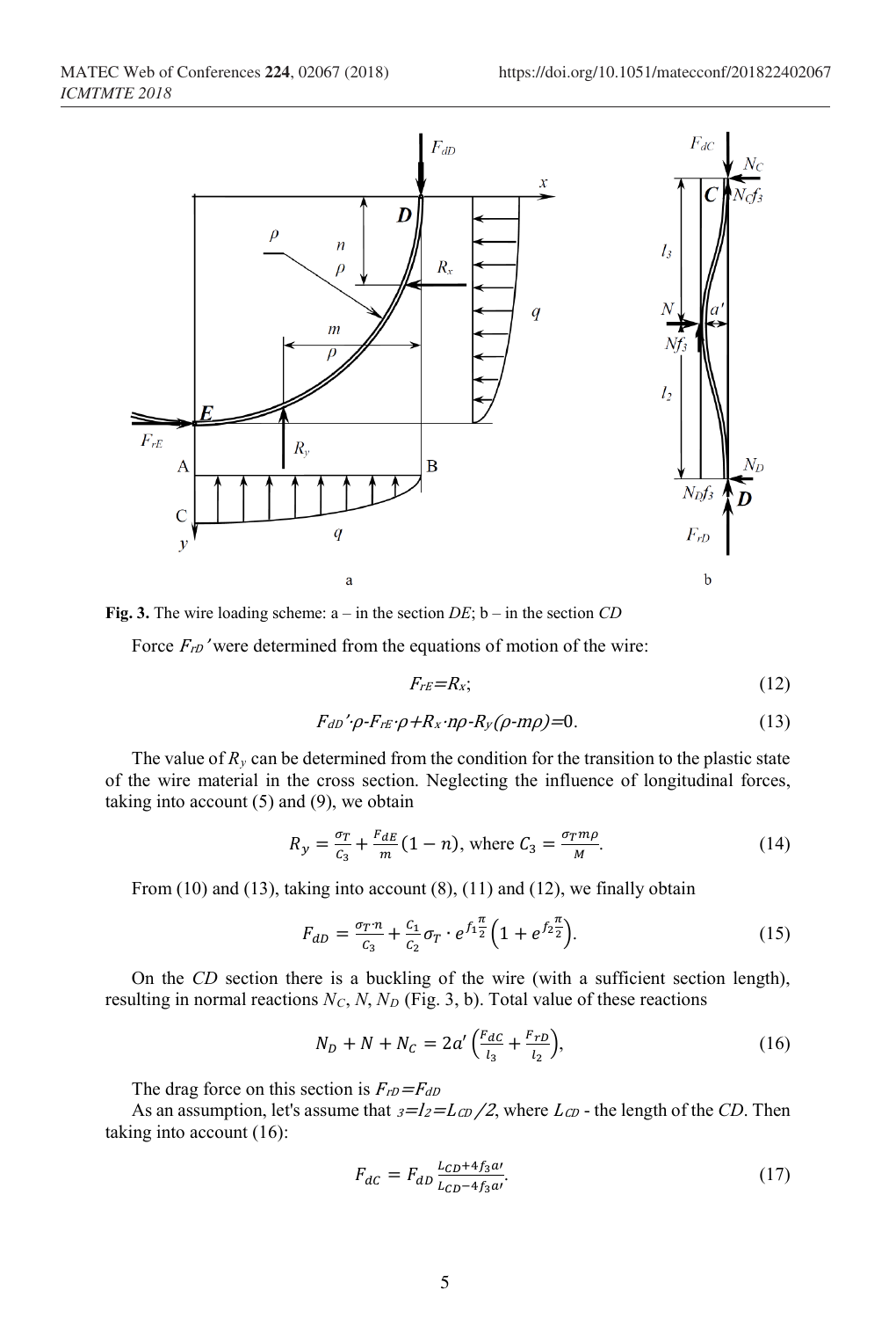**Fig. 3.** The wire loading scheme: a – in the section *DE*; b – in the section *CD*

Force $F_{rD}'$ were determined from the equations of motion of the wire:

$$F_{rE}=R_x; \tag{12}$$

$$F_{dD}'\cdot\rho-F_{rE}\cdot\rho+R_x\cdot n\rho-R_y(\rho-m\rho)=0. \tag{13}$$

The value of $R_y$ can be determined from the condition for the transition to the plastic state of the wire material in the cross section. Neglecting the influence of longitudinal forces, taking into account (5) and (9), we obtain

$$R_y=\frac{\sigma_T}{C_3}+\frac{F_{dE}}{m}(1-n), \text{ where } C_3=\frac{\sigma_T m\rho}{M}. \tag{14}$$

From (10) and (13), taking into account (8), (11) and (12), we finally obtain

$$F_{dD}=\frac{\sigma_T\cdot n}{C_3}+\frac{C_1}{C_2}\sigma_T\cdot e^{f_1\frac{\pi}{2}}\left(1+e^{f_2\frac{\pi}{2}}\right). \tag{15}$$

On the *CD* section there is a buckling of the wire (with a sufficient section length), resulting in normal reactions $N_C$, $N$, $N_D$ (Fig. 3, b). Total value of these reactions

$$N_D+N+N_C=2a'\left(\frac{F_{dC}}{l_3}+\frac{F_{rD}}{l_2}\right), \tag{16}$$

The drag force on this section is $F_{rD}=F_{dD}$

As an assumption, let's assume that $_3=l_2=L_{CD}/2$, where $L_{CD}$ - the length of the *CD*. Then taking into account (16):

$$F_{dC}=F_{dD}\frac{L_{CD}+4f_3a\prime}{L_{CD}-4f_3a\prime}. \tag{17}$$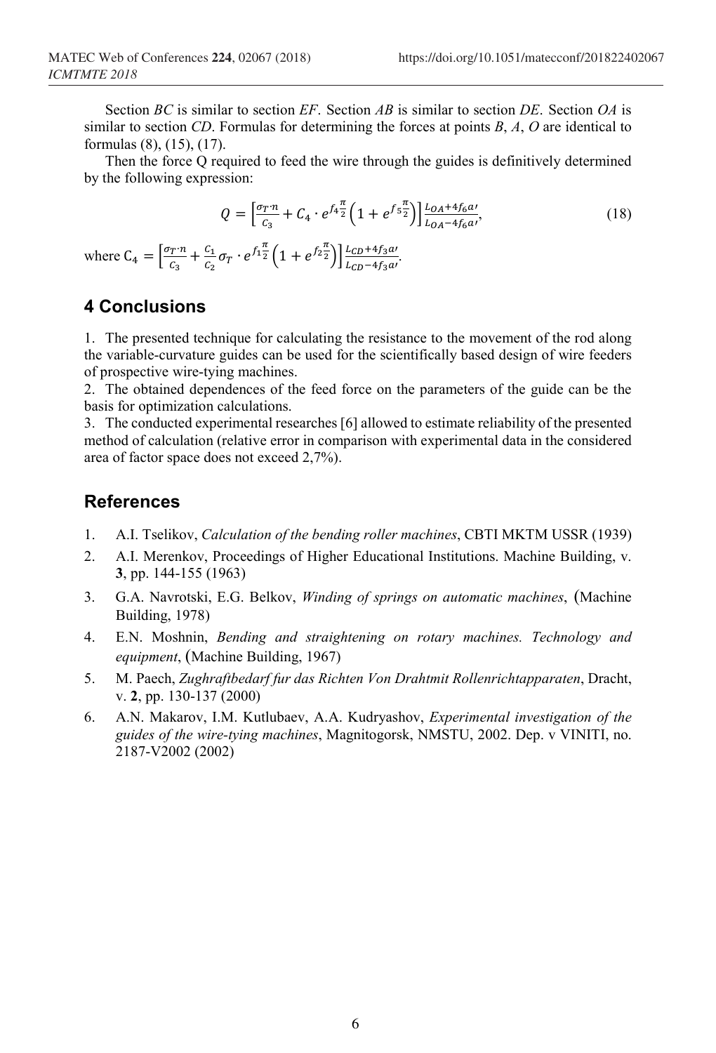Section *BC* is similar to section *EF*. Section *AB* is similar to section *DE*. Section *OA* is similar to section *CD*. Formulas for determining the forces at points *B*, *A*, *O* are identical to formulas (8), (15), (17).

Then the force Q required to feed the wire through the guides is definitively determined by the following expression:

$$Q = \left[\frac{\sigma_T \cdot n}{C_3} + C_4 \cdot e^{f_4 \frac{\pi}{2}}\left(1 + e^{f_5 \frac{\pi}{2}}\right)\right] \frac{L_{OA} + 4f_6 a\prime}{L_{OA} - 4f_6 a\prime}, \tag{18}$$

where $C_4 = \left[\frac{\sigma_T \cdot n}{C_3} + \frac{C_1}{C_2}\sigma_T \cdot e^{f_1 \frac{\pi}{2}}\left(1 + e^{f_2 \frac{\pi}{2}}\right)\right] \frac{L_{CD} + 4f_3 a\prime}{L_{CD} - 4f_3 a\prime}$.

## 4 Conclusions

1. The presented technique for calculating the resistance to the movement of the rod along the variable-curvature guides can be used for the scientifically based design of wire feeders of prospective wire-tying machines.
2. The obtained dependences of the feed force on the parameters of the guide can be the basis for optimization calculations.
3. The conducted experimental researches [6] allowed to estimate reliability of the presented method of calculation (relative error in comparison with experimental data in the considered area of factor space does not exceed 2,7%).

## References

1. A.I. Tselikov, *Calculation of the bending roller machines*, CBTI MKTM USSR (1939)
2. A.I. Merenkov, Proceedings of Higher Educational Institutions. Machine Building, v. **3**, pp. 144-155 (1963)
3. G.A. Navrotski, E.G. Belkov, *Winding of springs on automatic machines*, (Machine Building, 1978)
4. E.N. Moshnin, *Bending and straightening on rotary machines. Technology and equipment*, (Machine Building, 1967)
5. M. Paech, *Zughraftbedarf fur das Richten Von Drahtmit Rollenrichtapparaten*, Dracht, v. **2**, pp. 130-137 (2000)
6. A.N. Makarov, I.M. Kutlubaev, A.A. Kudryashov, *Experimental investigation of the guides of the wire-tying machines*, Magnitogorsk, NMSTU, 2002. Dep. v VINITI, no. 2187-V2002 (2002)